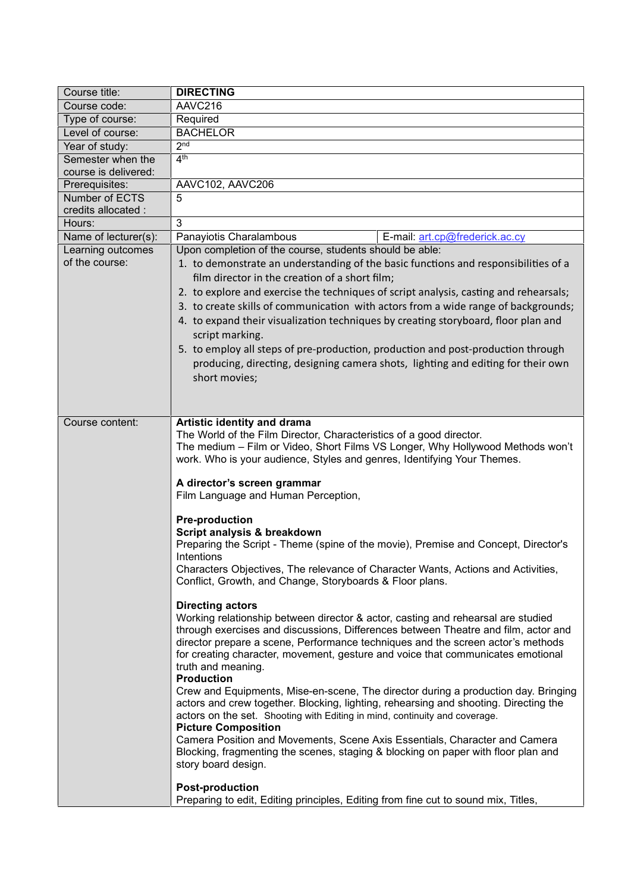| Course title: | **DIRECTING** | |
|---|---|---|
| Course code: | AAVC216 | |
| Type of course: | Required | |
| Level of course: | BACHELOR | |
| Year of study: | 2nd | |
| Semester when the course is delivered: | 4th | |
| Prerequisites: | AAVC102, AAVC206 | |
| Number of ECTS credits allocated : | 5 | |
| Hours: | 3 | |
| Name of lecturer(s): | Panayiotis Charalambous | E-mail: art.cp@frederick.ac.cy |
| Learning outcomes of the course: | Upon completion of the course, students should be able:<br>1. to demonstrate an understanding of the basic functions and responsibilities of a film director in the creation of a short film;<br>2. to explore and exercise the techniques of script analysis, casting and rehearsals;<br>3. to create skills of communication with actors from a wide range of backgrounds;<br>4. to expand their visualization techniques by creating storyboard, floor plan and script marking.<br>5. to employ all steps of pre-production, production and post-production through producing, directing, designing camera shots, lighting and editing for their own short movies; | |
| Course content: | **Artistic identity and drama**<br>The World of the Film Director, Characteristics of a good director.<br>The medium – Film or Video, Short Films VS Longer, Why Hollywood Methods won't work. Who is your audience, Styles and genres, Identifying Your Themes.<br><br>**A director's screen grammar**<br>Film Language and Human Perception,<br><br>**Pre-production**<br>**Script analysis & breakdown**<br>Preparing the Script - Theme (spine of the movie), Premise and Concept, Director's Intentions<br>Characters Objectives, The relevance of Character Wants, Actions and Activities, Conflict, Growth, and Change, Storyboards & Floor plans.<br><br>**Directing actors**<br>Working relationship between director & actor, casting and rehearsal are studied through exercises and discussions, Differences between Theatre and film, actor and director prepare a scene, Performance techniques and the screen actor's methods for creating character, movement, gesture and voice that communicates emotional truth and meaning.<br>**Production**<br>Crew and Equipments, Mise-en-scene, The director during a production day. Bringing actors and crew together. Blocking, lighting, rehearsing and shooting. Directing the actors on the set. Shooting with Editing in mind, continuity and coverage.<br>**Picture Composition**<br>Camera Position and Movements, Scene Axis Essentials, Character and Camera Blocking, fragmenting the scenes, staging & blocking on paper with floor plan and story board design.<br><br>**Post-production**<br>Preparing to edit, Editing principles, Editing from fine cut to sound mix, Titles, | |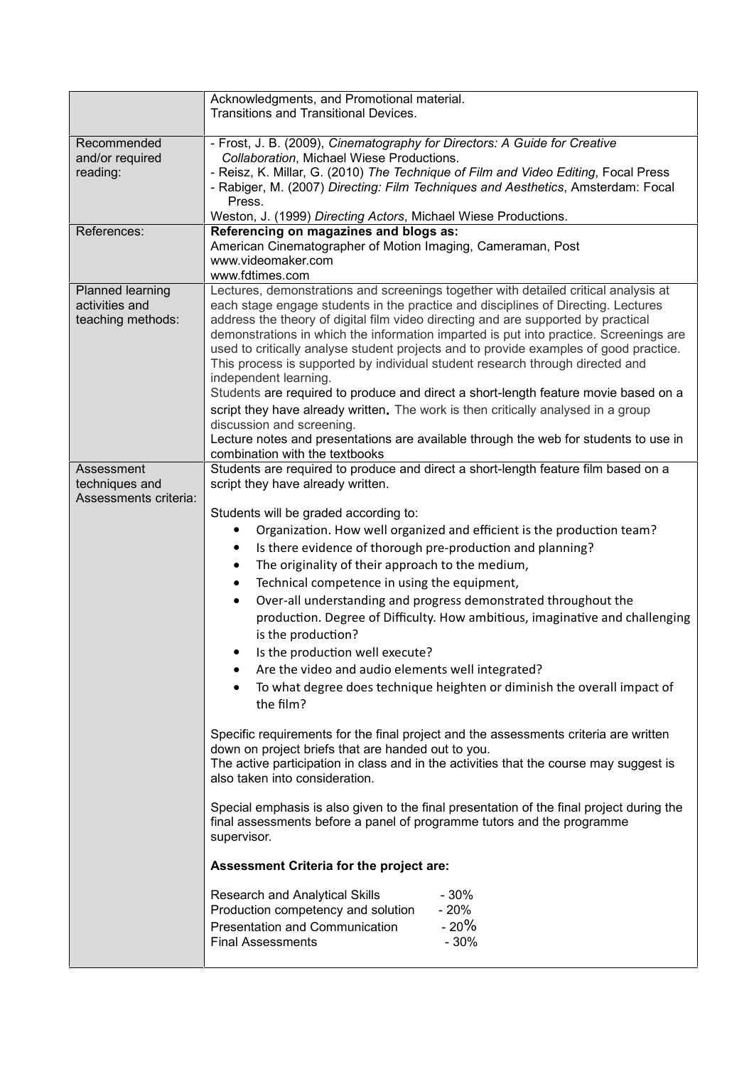| | |
|---|---|
| | Acknowledgments, and Promotional material.<br>Transitions and Transitional Devices. |
| Recommended and/or required reading: | - Frost, J. B. (2009), *Cinematography for Directors: A Guide for Creative Collaboration*, Michael Wiese Productions.<br>- Reisz, K. Millar, G. (2010) *The Technique of Film and Video Editing*, Focal Press<br>- Rabiger, M. (2007) *Directing: Film Techniques and Aesthetics*, Amsterdam: Focal Press.<br>Weston, J. (1999) *Directing Actors*, Michael Wiese Productions. |
| References: | **Referencing on magazines and blogs as:**<br>American Cinematographer of Motion Imaging, Cameraman, Post<br>www.videomaker.com<br>www.fdtimes.com |
| Planned learning activities and teaching methods: | Lectures, demonstrations and screenings together with detailed critical analysis at each stage engage students in the practice and disciplines of Directing. Lectures address the theory of digital film video directing and are supported by practical demonstrations in which the information imparted is put into practice. Screenings are used to critically analyse student projects and to provide examples of good practice. This process is supported by individual student research through directed and independent learning.<br>Students are required to produce and direct a short-length feature movie based on a script they have already written**.** The work is then critically analysed in a group discussion and screening.<br>Lecture notes and presentations are available through the web for students to use in combination with the textbooks |
| Assessment techniques and Assessments criteria: | Students are required to produce and direct a short-length feature film based on a script they have already written.<br><br>Students will be graded according to:<br>• Organization. How well organized and efficient is the production team?<br>• Is there evidence of thorough pre-production and planning?<br>• The originality of their approach to the medium,<br>• Technical competence in using the equipment,<br>• Over-all understanding and progress demonstrated throughout the production. Degree of Difficulty. How ambitious, imaginative and challenging is the production?<br>• Is the production well execute?<br>• Are the video and audio elements well integrated?<br>• To what degree does technique heighten or diminish the overall impact of the film?<br><br>Specific requirements for the final project and the assessments criteria are written down on project briefs that are handed out to you.<br>The active participation in class and in the activities that the course may suggest is also taken into consideration.<br><br>Special emphasis is also given to the final presentation of the final project during the final assessments before a panel of programme tutors and the programme supervisor.<br><br>**Assessment Criteria for the project are:**<br><br>Research and Analytical Skills - 30%<br>Production competency and solution - 20%<br>Presentation and Communication - 20%<br>Final Assessments - 30% |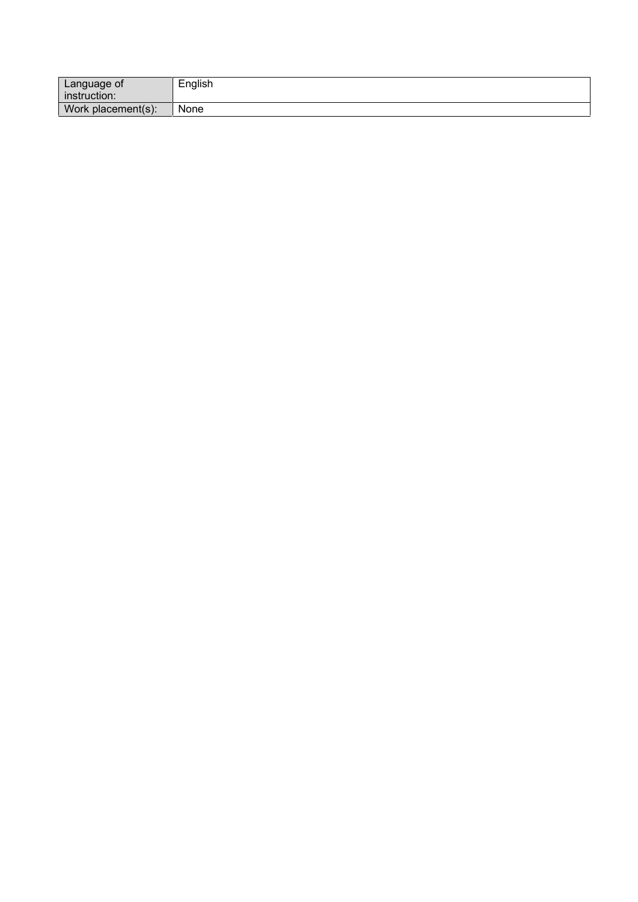| | |
|---|---|
| Language of instruction: | English |
| Work placement(s): | None |